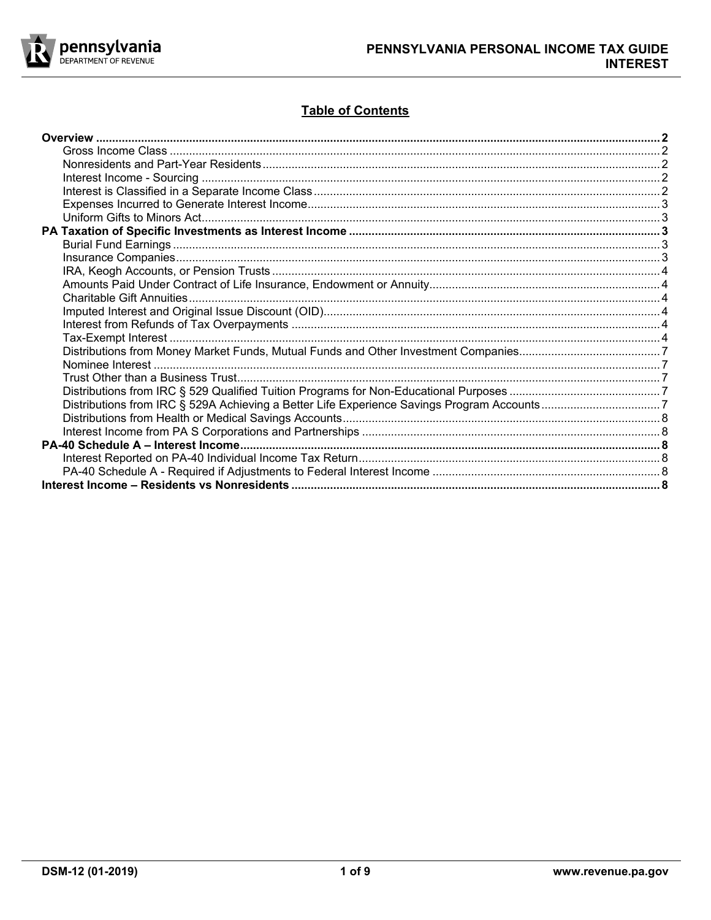# PENNSYLVANIA PERSONAL INCOME TAX GUIDE
# INTEREST

## Table of Contents

**Overview** .......... **2**
- Gross Income Class .......... 2
- Nonresidents and Part-Year Residents .......... 2
- Interest Income - Sourcing .......... 2
- Interest is Classified in a Separate Income Class .......... 2
- Expenses Incurred to Generate Interest Income .......... 3
- Uniform Gifts to Minors Act .......... 3

**PA Taxation of Specific Investments as Interest Income** .......... **3**
- Burial Fund Earnings .......... 3
- Insurance Companies .......... 3
- IRA, Keogh Accounts, or Pension Trusts .......... 4
- Amounts Paid Under Contract of Life Insurance, Endowment or Annuity .......... 4
- Charitable Gift Annuities .......... 4
- Imputed Interest and Original Issue Discount (OID) .......... 4
- Interest from Refunds of Tax Overpayments .......... 4
- Tax-Exempt Interest .......... 4
- Distributions from Money Market Funds, Mutual Funds and Other Investment Companies .......... 7
- Nominee Interest .......... 7
- Trust Other than a Business Trust .......... 7
- Distributions from IRC § 529 Qualified Tuition Programs for Non-Educational Purposes .......... 7
- Distributions from IRC § 529A Achieving a Better Life Experience Savings Program Accounts .......... 7
- Distributions from Health or Medical Savings Accounts .......... 8
- Interest Income from PA S Corporations and Partnerships .......... 8

**PA-40 Schedule A – Interest Income** .......... **8**
- Interest Reported on PA-40 Individual Income Tax Return .......... 8
- PA-40 Schedule A - Required if Adjustments to Federal Interest Income .......... 8

**Interest Income – Residents vs Nonresidents** .......... **8**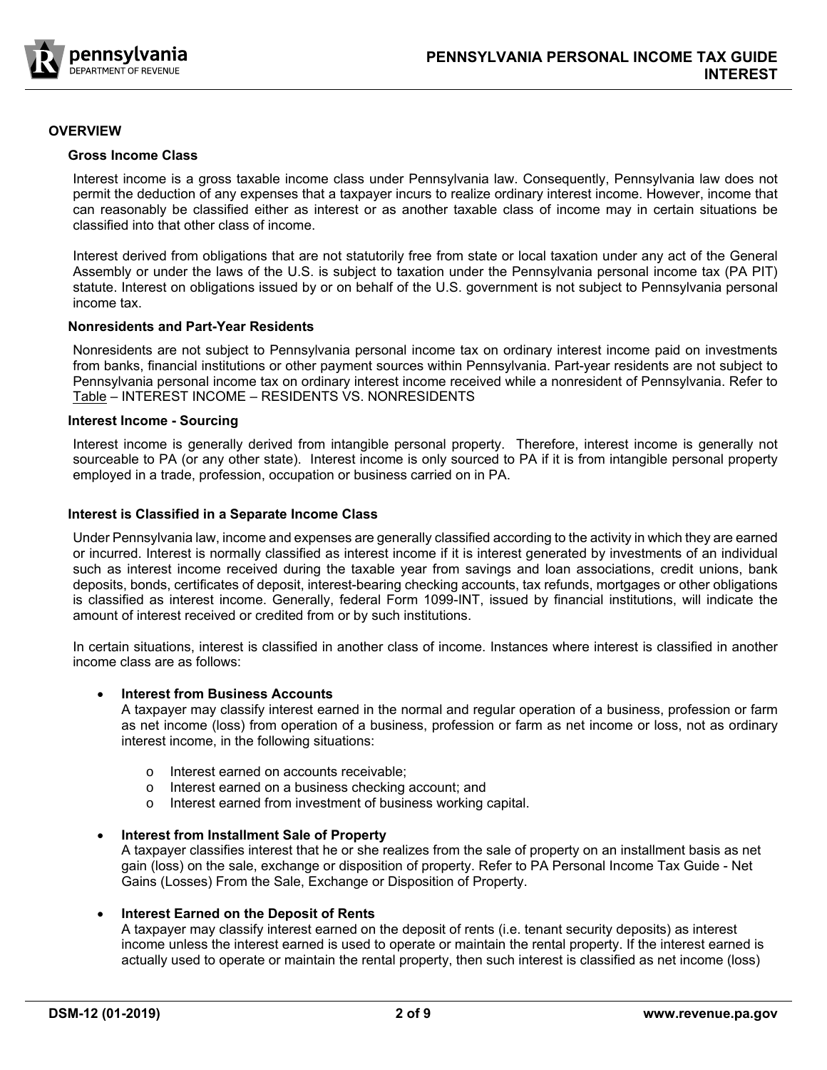## OVERVIEW

### Gross Income Class

Interest income is a gross taxable income class under Pennsylvania law. Consequently, Pennsylvania law does not permit the deduction of any expenses that a taxpayer incurs to realize ordinary interest income. However, income that can reasonably be classified either as interest or as another taxable class of income may in certain situations be classified into that other class of income.

Interest derived from obligations that are not statutorily free from state or local taxation under any act of the General Assembly or under the laws of the U.S. is subject to taxation under the Pennsylvania personal income tax (PA PIT) statute. Interest on obligations issued by or on behalf of the U.S. government is not subject to Pennsylvania personal income tax.

### Nonresidents and Part-Year Residents

Nonresidents are not subject to Pennsylvania personal income tax on ordinary interest income paid on investments from banks, financial institutions or other payment sources within Pennsylvania. Part-year residents are not subject to Pennsylvania personal income tax on ordinary interest income received while a nonresident of Pennsylvania. Refer to Table – INTEREST INCOME – RESIDENTS VS. NONRESIDENTS

### Interest Income - Sourcing

Interest income is generally derived from intangible personal property. Therefore, interest income is generally not sourceable to PA (or any other state). Interest income is only sourced to PA if it is from intangible personal property employed in a trade, profession, occupation or business carried on in PA.

### Interest is Classified in a Separate Income Class

Under Pennsylvania law, income and expenses are generally classified according to the activity in which they are earned or incurred. Interest is normally classified as interest income if it is interest generated by investments of an individual such as interest income received during the taxable year from savings and loan associations, credit unions, bank deposits, bonds, certificates of deposit, interest-bearing checking accounts, tax refunds, mortgages or other obligations is classified as interest income. Generally, federal Form 1099-INT, issued by financial institutions, will indicate the amount of interest received or credited from or by such institutions.

In certain situations, interest is classified in another class of income. Instances where interest is classified in another income class are as follows:

- **Interest from Business Accounts**
  A taxpayer may classify interest earned in the normal and regular operation of a business, profession or farm as net income (loss) from operation of a business, profession or farm as net income or loss, not as ordinary interest income, in the following situations:
  - Interest earned on accounts receivable;
  - Interest earned on a business checking account; and
  - Interest earned from investment of business working capital.

- **Interest from Installment Sale of Property**
  A taxpayer classifies interest that he or she realizes from the sale of property on an installment basis as net gain (loss) on the sale, exchange or disposition of property. Refer to PA Personal Income Tax Guide - Net Gains (Losses) From the Sale, Exchange or Disposition of Property.

- **Interest Earned on the Deposit of Rents**
  A taxpayer may classify interest earned on the deposit of rents (i.e. tenant security deposits) as interest income unless the interest earned is used to operate or maintain the rental property. If the interest earned is actually used to operate or maintain the rental property, then such interest is classified as net income (loss)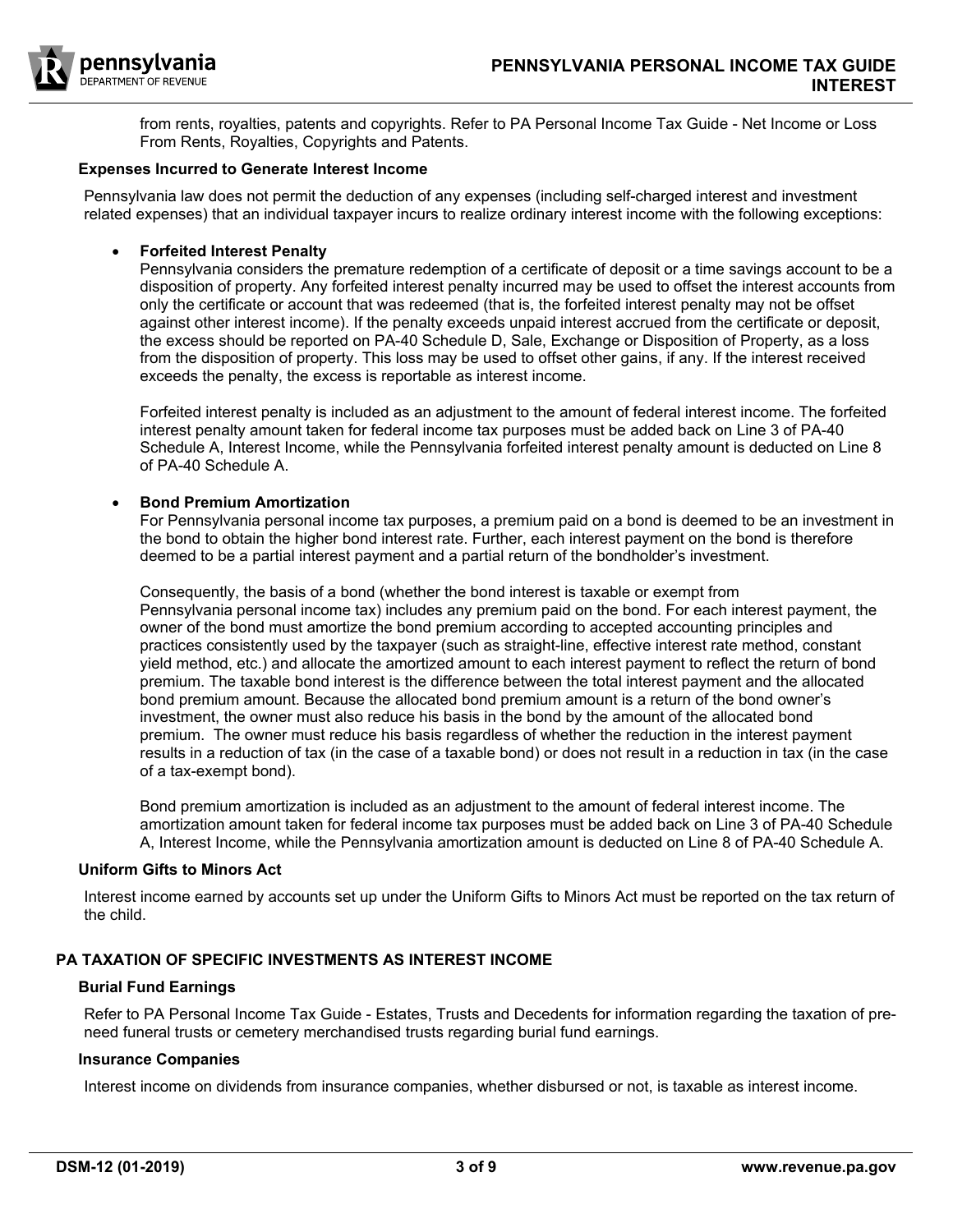from rents, royalties, patents and copyrights. Refer to PA Personal Income Tax Guide - Net Income or Loss From Rents, Royalties, Copyrights and Patents.

### Expenses Incurred to Generate Interest Income

Pennsylvania law does not permit the deduction of any expenses (including self-charged interest and investment related expenses) that an individual taxpayer incurs to realize ordinary interest income with the following exceptions:

- **Forfeited Interest Penalty**
  Pennsylvania considers the premature redemption of a certificate of deposit or a time savings account to be a disposition of property. Any forfeited interest penalty incurred may be used to offset the interest accounts from only the certificate or account that was redeemed (that is, the forfeited interest penalty may not be offset against other interest income). If the penalty exceeds unpaid interest accrued from the certificate or deposit, the excess should be reported on PA-40 Schedule D, Sale, Exchange or Disposition of Property, as a loss from the disposition of property. This loss may be used to offset other gains, if any. If the interest received exceeds the penalty, the excess is reportable as interest income.

  Forfeited interest penalty is included as an adjustment to the amount of federal interest income. The forfeited interest penalty amount taken for federal income tax purposes must be added back on Line 3 of PA-40 Schedule A, Interest Income, while the Pennsylvania forfeited interest penalty amount is deducted on Line 8 of PA-40 Schedule A.

- **Bond Premium Amortization**
  For Pennsylvania personal income tax purposes, a premium paid on a bond is deemed to be an investment in the bond to obtain the higher bond interest rate. Further, each interest payment on the bond is therefore deemed to be a partial interest payment and a partial return of the bondholder's investment.

  Consequently, the basis of a bond (whether the bond interest is taxable or exempt from Pennsylvania personal income tax) includes any premium paid on the bond. For each interest payment, the owner of the bond must amortize the bond premium according to accepted accounting principles and practices consistently used by the taxpayer (such as straight-line, effective interest rate method, constant yield method, etc.) and allocate the amortized amount to each interest payment to reflect the return of bond premium. The taxable bond interest is the difference between the total interest payment and the allocated bond premium amount. Because the allocated bond premium amount is a return of the bond owner's investment, the owner must also reduce his basis in the bond by the amount of the allocated bond premium. The owner must reduce his basis regardless of whether the reduction in the interest payment results in a reduction of tax (in the case of a taxable bond) or does not result in a reduction in tax (in the case of a tax-exempt bond).

  Bond premium amortization is included as an adjustment to the amount of federal interest income. The amortization amount taken for federal income tax purposes must be added back on Line 3 of PA-40 Schedule A, Interest Income, while the Pennsylvania amortization amount is deducted on Line 8 of PA-40 Schedule A.

### Uniform Gifts to Minors Act

Interest income earned by accounts set up under the Uniform Gifts to Minors Act must be reported on the tax return of the child.

## PA TAXATION OF SPECIFIC INVESTMENTS AS INTEREST INCOME

### Burial Fund Earnings

Refer to PA Personal Income Tax Guide - Estates, Trusts and Decedents for information regarding the taxation of pre-need funeral trusts or cemetery merchandised trusts regarding burial fund earnings.

### Insurance Companies

Interest income on dividends from insurance companies, whether disbursed or not, is taxable as interest income.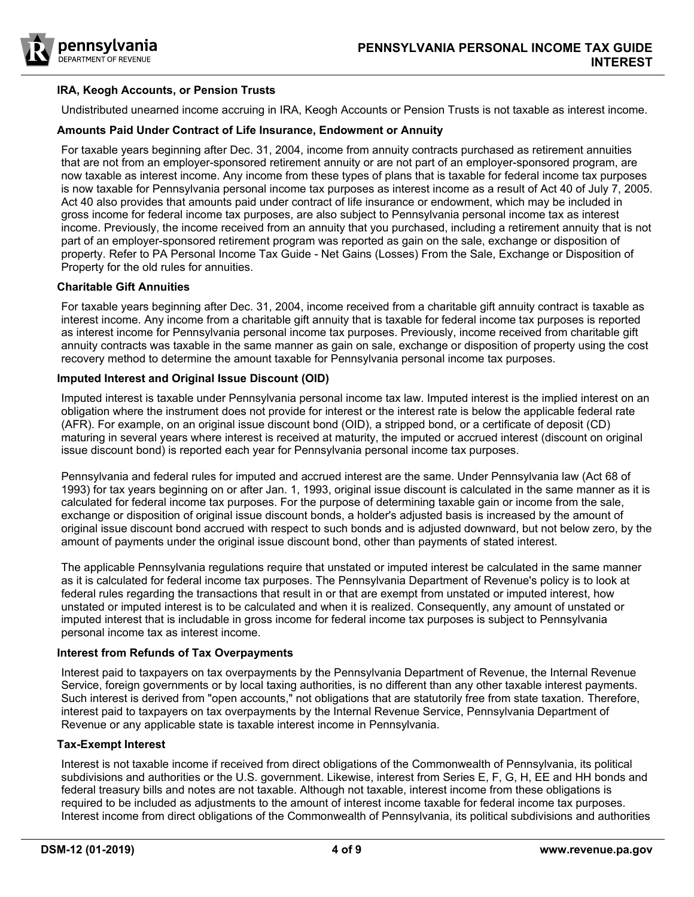### IRA, Keogh Accounts, or Pension Trusts

Undistributed unearned income accruing in IRA, Keogh Accounts or Pension Trusts is not taxable as interest income.

### Amounts Paid Under Contract of Life Insurance, Endowment or Annuity

For taxable years beginning after Dec. 31, 2004, income from annuity contracts purchased as retirement annuities that are not from an employer-sponsored retirement annuity or are not part of an employer-sponsored program, are now taxable as interest income. Any income from these types of plans that is taxable for federal income tax purposes is now taxable for Pennsylvania personal income tax purposes as interest income as a result of Act 40 of July 7, 2005. Act 40 also provides that amounts paid under contract of life insurance or endowment, which may be included in gross income for federal income tax purposes, are also subject to Pennsylvania personal income tax as interest income. Previously, the income received from an annuity that you purchased, including a retirement annuity that is not part of an employer-sponsored retirement program was reported as gain on the sale, exchange or disposition of property. Refer to PA Personal Income Tax Guide - Net Gains (Losses) From the Sale, Exchange or Disposition of Property for the old rules for annuities.

### Charitable Gift Annuities

For taxable years beginning after Dec. 31, 2004, income received from a charitable gift annuity contract is taxable as interest income. Any income from a charitable gift annuity that is taxable for federal income tax purposes is reported as interest income for Pennsylvania personal income tax purposes. Previously, income received from charitable gift annuity contracts was taxable in the same manner as gain on sale, exchange or disposition of property using the cost recovery method to determine the amount taxable for Pennsylvania personal income tax purposes.

### Imputed Interest and Original Issue Discount (OID)

Imputed interest is taxable under Pennsylvania personal income tax law. Imputed interest is the implied interest on an obligation where the instrument does not provide for interest or the interest rate is below the applicable federal rate (AFR). For example, on an original issue discount bond (OID), a stripped bond, or a certificate of deposit (CD) maturing in several years where interest is received at maturity, the imputed or accrued interest (discount on original issue discount bond) is reported each year for Pennsylvania personal income tax purposes.

Pennsylvania and federal rules for imputed and accrued interest are the same. Under Pennsylvania law (Act 68 of 1993) for tax years beginning on or after Jan. 1, 1993, original issue discount is calculated in the same manner as it is calculated for federal income tax purposes. For the purpose of determining taxable gain or income from the sale, exchange or disposition of original issue discount bonds, a holder's adjusted basis is increased by the amount of original issue discount bond accrued with respect to such bonds and is adjusted downward, but not below zero, by the amount of payments under the original issue discount bond, other than payments of stated interest.

The applicable Pennsylvania regulations require that unstated or imputed interest be calculated in the same manner as it is calculated for federal income tax purposes. The Pennsylvania Department of Revenue's policy is to look at federal rules regarding the transactions that result in or that are exempt from unstated or imputed interest, how unstated or imputed interest is to be calculated and when it is realized. Consequently, any amount of unstated or imputed interest that is includable in gross income for federal income tax purposes is subject to Pennsylvania personal income tax as interest income.

### Interest from Refunds of Tax Overpayments

Interest paid to taxpayers on tax overpayments by the Pennsylvania Department of Revenue, the Internal Revenue Service, foreign governments or by local taxing authorities, is no different than any other taxable interest payments. Such interest is derived from "open accounts," not obligations that are statutorily free from state taxation. Therefore, interest paid to taxpayers on tax overpayments by the Internal Revenue Service, Pennsylvania Department of Revenue or any applicable state is taxable interest income in Pennsylvania.

### Tax-Exempt Interest

Interest is not taxable income if received from direct obligations of the Commonwealth of Pennsylvania, its political subdivisions and authorities or the U.S. government. Likewise, interest from Series E, F, G, H, EE and HH bonds and federal treasury bills and notes are not taxable. Although not taxable, interest income from these obligations is required to be included as adjustments to the amount of interest income taxable for federal income tax purposes. Interest income from direct obligations of the Commonwealth of Pennsylvania, its political subdivisions and authorities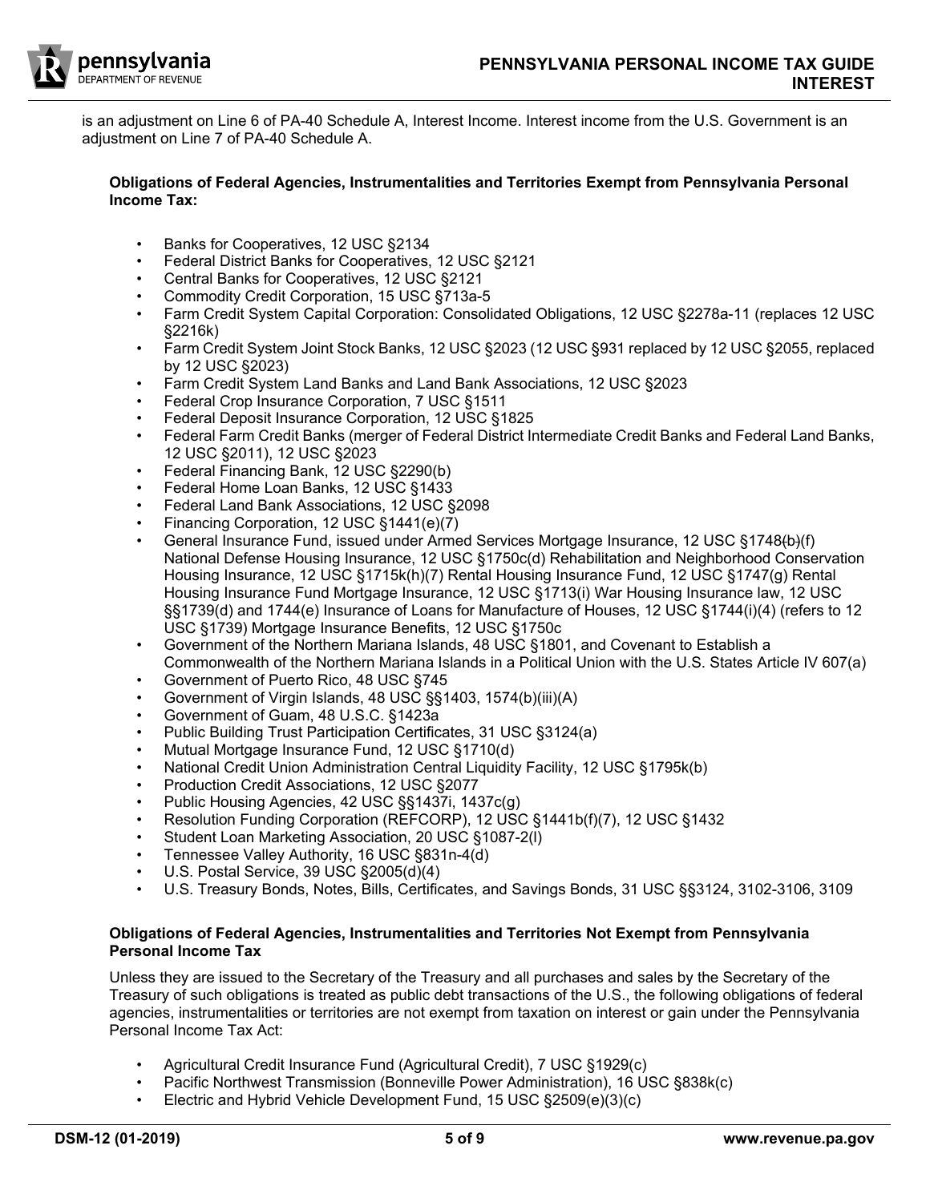is an adjustment on Line 6 of PA-40 Schedule A, Interest Income. Interest income from the U.S. Government is an adjustment on Line 7 of PA-40 Schedule A.

**Obligations of Federal Agencies, Instrumentalities and Territories Exempt from Pennsylvania Personal Income Tax:**

- Banks for Cooperatives, 12 USC §2134
- Federal District Banks for Cooperatives, 12 USC §2121
- Central Banks for Cooperatives, 12 USC §2121
- Commodity Credit Corporation, 15 USC §713a-5
- Farm Credit System Capital Corporation: Consolidated Obligations, 12 USC §2278a-11 (replaces 12 USC §2216k)
- Farm Credit System Joint Stock Banks, 12 USC §2023 (12 USC §931 replaced by 12 USC §2055, replaced by 12 USC §2023)
- Farm Credit System Land Banks and Land Bank Associations, 12 USC §2023
- Federal Crop Insurance Corporation, 7 USC §1511
- Federal Deposit Insurance Corporation, 12 USC §1825
- Federal Farm Credit Banks (merger of Federal District Intermediate Credit Banks and Federal Land Banks, 12 USC §2011), 12 USC §2023
- Federal Financing Bank, 12 USC §2290(b)
- Federal Home Loan Banks, 12 USC §1433
- Federal Land Bank Associations, 12 USC §2098
- Financing Corporation, 12 USC §1441(e)(7)
- General Insurance Fund, issued under Armed Services Mortgage Insurance, 12 USC §1748~~(b)~~(f) National Defense Housing Insurance, 12 USC §1750c(d) Rehabilitation and Neighborhood Conservation Housing Insurance, 12 USC §1715k(h)(7) Rental Housing Insurance Fund, 12 USC §1747(g) Rental Housing Insurance Fund Mortgage Insurance, 12 USC §1713(i) War Housing Insurance law, 12 USC §§1739(d) and 1744(e) Insurance of Loans for Manufacture of Houses, 12 USC §1744(i)(4) (refers to 12 USC §1739) Mortgage Insurance Benefits, 12 USC §1750c
- Government of the Northern Mariana Islands, 48 USC §1801, and Covenant to Establish a Commonwealth of the Northern Mariana Islands in a Political Union with the U.S. States Article IV 607(a)
- Government of Puerto Rico, 48 USC §745
- Government of Virgin Islands, 48 USC §§1403, 1574(b)(iii)(A)
- Government of Guam, 48 U.S.C. §1423a
- Public Building Trust Participation Certificates, 31 USC §3124(a)
- Mutual Mortgage Insurance Fund, 12 USC §1710(d)
- National Credit Union Administration Central Liquidity Facility, 12 USC §1795k(b)
- Production Credit Associations, 12 USC §2077
- Public Housing Agencies, 42 USC §§1437i, 1437c(g)
- Resolution Funding Corporation (REFCORP), 12 USC §1441b(f)(7), 12 USC §1432
- Student Loan Marketing Association, 20 USC §1087-2(l)
- Tennessee Valley Authority, 16 USC §831n-4(d)
- U.S. Postal Service, 39 USC §2005(d)(4)
- U.S. Treasury Bonds, Notes, Bills, Certificates, and Savings Bonds, 31 USC §§3124, 3102-3106, 3109

**Obligations of Federal Agencies, Instrumentalities and Territories Not Exempt from Pennsylvania Personal Income Tax**

Unless they are issued to the Secretary of the Treasury and all purchases and sales by the Secretary of the Treasury of such obligations is treated as public debt transactions of the U.S., the following obligations of federal agencies, instrumentalities or territories are not exempt from taxation on interest or gain under the Pennsylvania Personal Income Tax Act:

- Agricultural Credit Insurance Fund (Agricultural Credit), 7 USC §1929(c)
- Pacific Northwest Transmission (Bonneville Power Administration), 16 USC §838k(c)
- Electric and Hybrid Vehicle Development Fund, 15 USC §2509(e)(3)(c)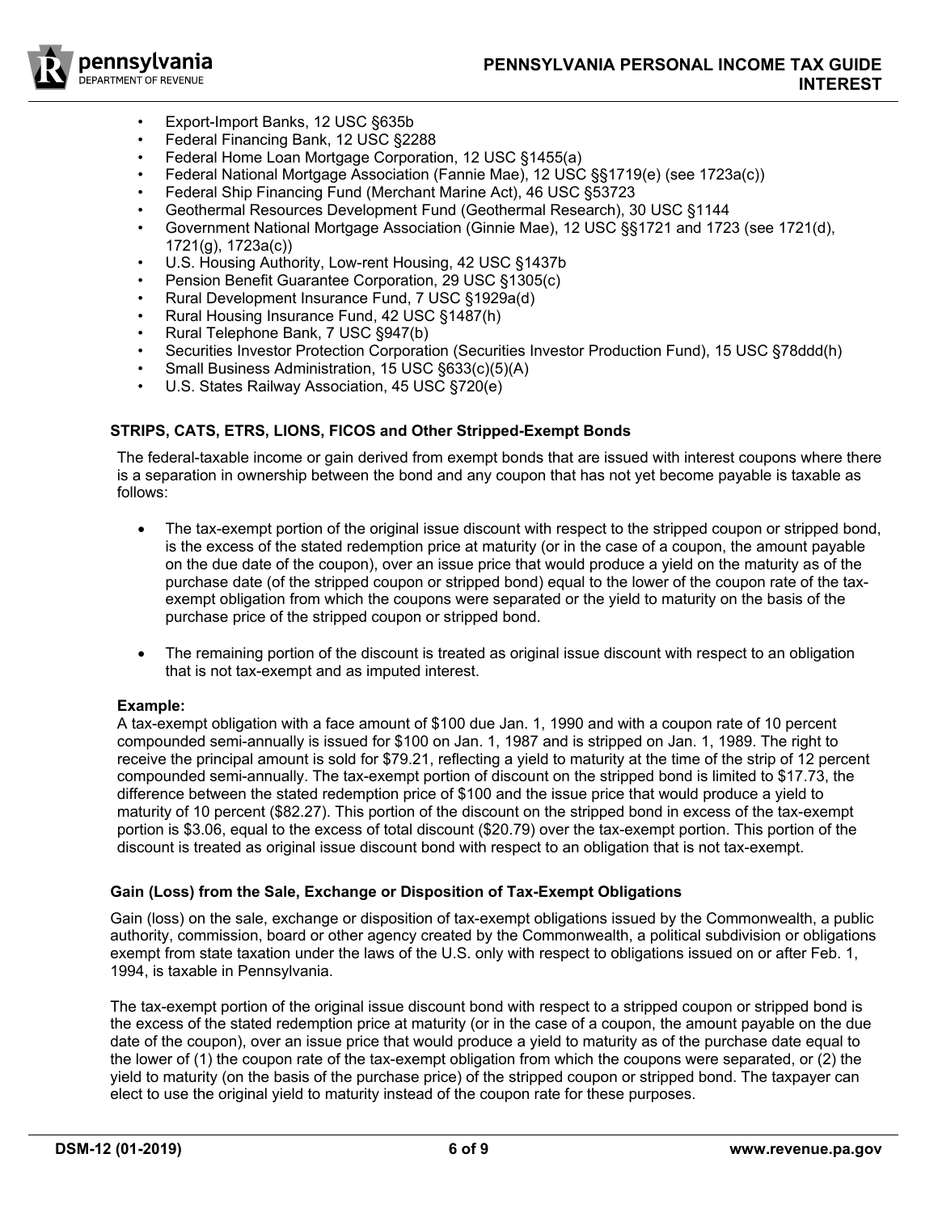- Export-Import Banks, 12 USC §635b
- Federal Financing Bank, 12 USC §2288
- Federal Home Loan Mortgage Corporation, 12 USC §1455(a)
- Federal National Mortgage Association (Fannie Mae), 12 USC §§1719(e) (see 1723a(c))
- Federal Ship Financing Fund (Merchant Marine Act), 46 USC §53723
- Geothermal Resources Development Fund (Geothermal Research), 30 USC §1144
- Government National Mortgage Association (Ginnie Mae), 12 USC §§1721 and 1723 (see 1721(d), 1721(g), 1723a(c))
- U.S. Housing Authority, Low-rent Housing, 42 USC §1437b
- Pension Benefit Guarantee Corporation, 29 USC §1305(c)
- Rural Development Insurance Fund, 7 USC §1929a(d)
- Rural Housing Insurance Fund, 42 USC §1487(h)
- Rural Telephone Bank, 7 USC §947(b)
- Securities Investor Protection Corporation (Securities Investor Production Fund), 15 USC §78ddd(h)
- Small Business Administration, 15 USC §633(c)(5)(A)
- U.S. States Railway Association, 45 USC §720(e)

### STRIPS, CATS, ETRS, LIONS, FICOS and Other Stripped-Exempt Bonds

The federal-taxable income or gain derived from exempt bonds that are issued with interest coupons where there is a separation in ownership between the bond and any coupon that has not yet become payable is taxable as follows:

- The tax-exempt portion of the original issue discount with respect to the stripped coupon or stripped bond, is the excess of the stated redemption price at maturity (or in the case of a coupon, the amount payable on the due date of the coupon), over an issue price that would produce a yield on the maturity as of the purchase date (of the stripped coupon or stripped bond) equal to the lower of the coupon rate of the tax-exempt obligation from which the coupons were separated or the yield to maturity on the basis of the purchase price of the stripped coupon or stripped bond.

- The remaining portion of the discount is treated as original issue discount with respect to an obligation that is not tax-exempt and as imputed interest.

**Example:**
A tax-exempt obligation with a face amount of $100 due Jan. 1, 1990 and with a coupon rate of 10 percent compounded semi-annually is issued for $100 on Jan. 1, 1987 and is stripped on Jan. 1, 1989. The right to receive the principal amount is sold for $79.21, reflecting a yield to maturity at the time of the strip of 12 percent compounded semi-annually. The tax-exempt portion of discount on the stripped bond is limited to $17.73, the difference between the stated redemption price of $100 and the issue price that would produce a yield to maturity of 10 percent ($82.27). This portion of the discount on the stripped bond in excess of the tax-exempt portion is $3.06, equal to the excess of total discount ($20.79) over the tax-exempt portion. This portion of the discount is treated as original issue discount bond with respect to an obligation that is not tax-exempt.

### Gain (Loss) from the Sale, Exchange or Disposition of Tax-Exempt Obligations

Gain (loss) on the sale, exchange or disposition of tax-exempt obligations issued by the Commonwealth, a public authority, commission, board or other agency created by the Commonwealth, a political subdivision or obligations exempt from state taxation under the laws of the U.S. only with respect to obligations issued on or after Feb. 1, 1994, is taxable in Pennsylvania.

The tax-exempt portion of the original issue discount bond with respect to a stripped coupon or stripped bond is the excess of the stated redemption price at maturity (or in the case of a coupon, the amount payable on the due date of the coupon), over an issue price that would produce a yield to maturity as of the purchase date equal to the lower of (1) the coupon rate of the tax-exempt obligation from which the coupons were separated, or (2) the yield to maturity (on the basis of the purchase price) of the stripped coupon or stripped bond. The taxpayer can elect to use the original yield to maturity instead of the coupon rate for these purposes.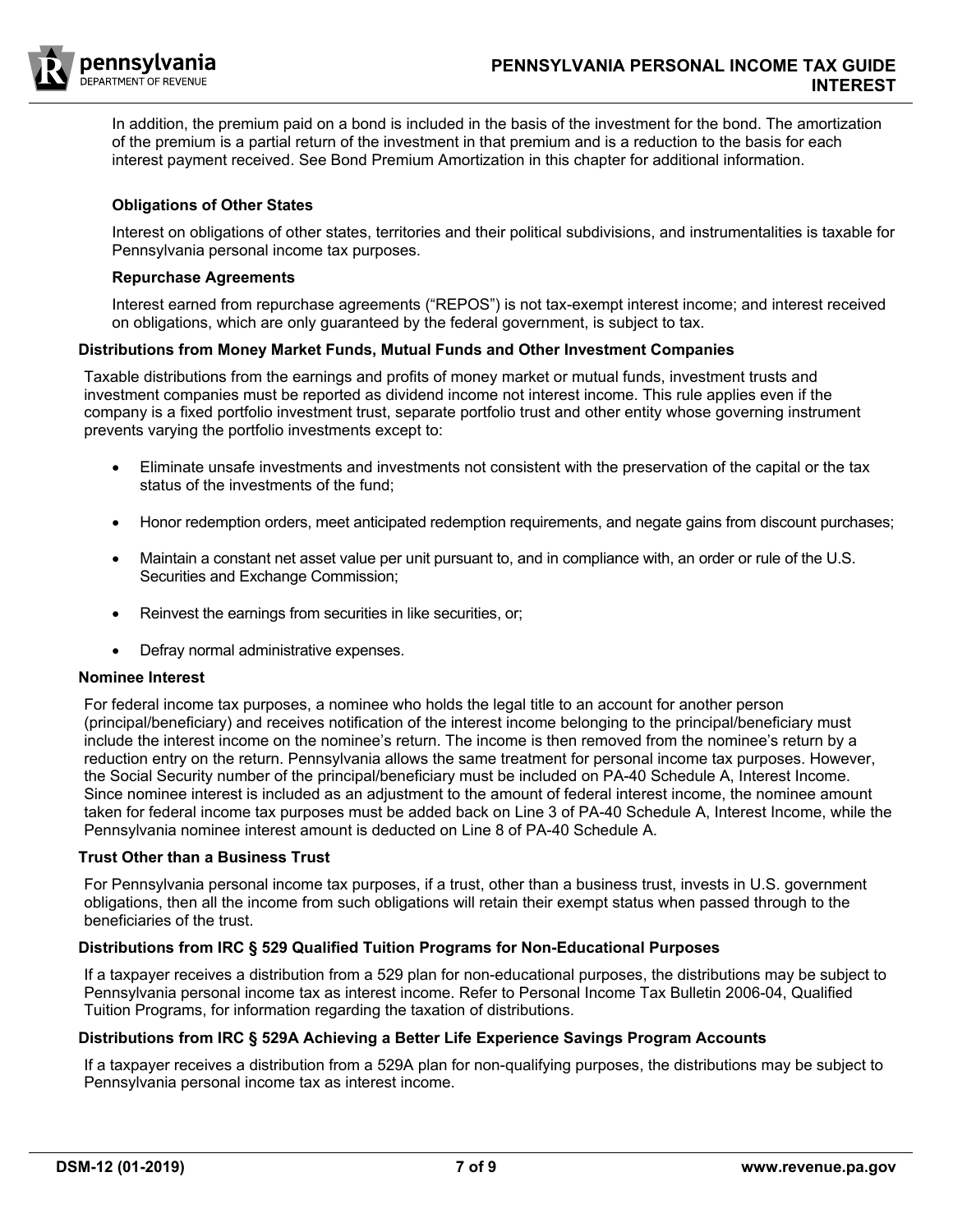In addition, the premium paid on a bond is included in the basis of the investment for the bond. The amortization of the premium is a partial return of the investment in that premium and is a reduction to the basis for each interest payment received. See Bond Premium Amortization in this chapter for additional information.

#### Obligations of Other States

Interest on obligations of other states, territories and their political subdivisions, and instrumentalities is taxable for Pennsylvania personal income tax purposes.

#### Repurchase Agreements

Interest earned from repurchase agreements ("REPOS") is not tax-exempt interest income; and interest received on obligations, which are only guaranteed by the federal government, is subject to tax.

### Distributions from Money Market Funds, Mutual Funds and Other Investment Companies

Taxable distributions from the earnings and profits of money market or mutual funds, investment trusts and investment companies must be reported as dividend income not interest income. This rule applies even if the company is a fixed portfolio investment trust, separate portfolio trust and other entity whose governing instrument prevents varying the portfolio investments except to:

- Eliminate unsafe investments and investments not consistent with the preservation of the capital or the tax status of the investments of the fund;
- Honor redemption orders, meet anticipated redemption requirements, and negate gains from discount purchases;
- Maintain a constant net asset value per unit pursuant to, and in compliance with, an order or rule of the U.S. Securities and Exchange Commission;
- Reinvest the earnings from securities in like securities, or;
- Defray normal administrative expenses.

### Nominee Interest

For federal income tax purposes, a nominee who holds the legal title to an account for another person (principal/beneficiary) and receives notification of the interest income belonging to the principal/beneficiary must include the interest income on the nominee's return. The income is then removed from the nominee's return by a reduction entry on the return. Pennsylvania allows the same treatment for personal income tax purposes. However, the Social Security number of the principal/beneficiary must be included on PA-40 Schedule A, Interest Income. Since nominee interest is included as an adjustment to the amount of federal interest income, the nominee amount taken for federal income tax purposes must be added back on Line 3 of PA-40 Schedule A, Interest Income, while the Pennsylvania nominee interest amount is deducted on Line 8 of PA-40 Schedule A.

### Trust Other than a Business Trust

For Pennsylvania personal income tax purposes, if a trust, other than a business trust, invests in U.S. government obligations, then all the income from such obligations will retain their exempt status when passed through to the beneficiaries of the trust.

### Distributions from IRC § 529 Qualified Tuition Programs for Non-Educational Purposes

If a taxpayer receives a distribution from a 529 plan for non-educational purposes, the distributions may be subject to Pennsylvania personal income tax as interest income. Refer to Personal Income Tax Bulletin 2006-04, Qualified Tuition Programs, for information regarding the taxation of distributions.

### Distributions from IRC § 529A Achieving a Better Life Experience Savings Program Accounts

If a taxpayer receives a distribution from a 529A plan for non-qualifying purposes, the distributions may be subject to Pennsylvania personal income tax as interest income.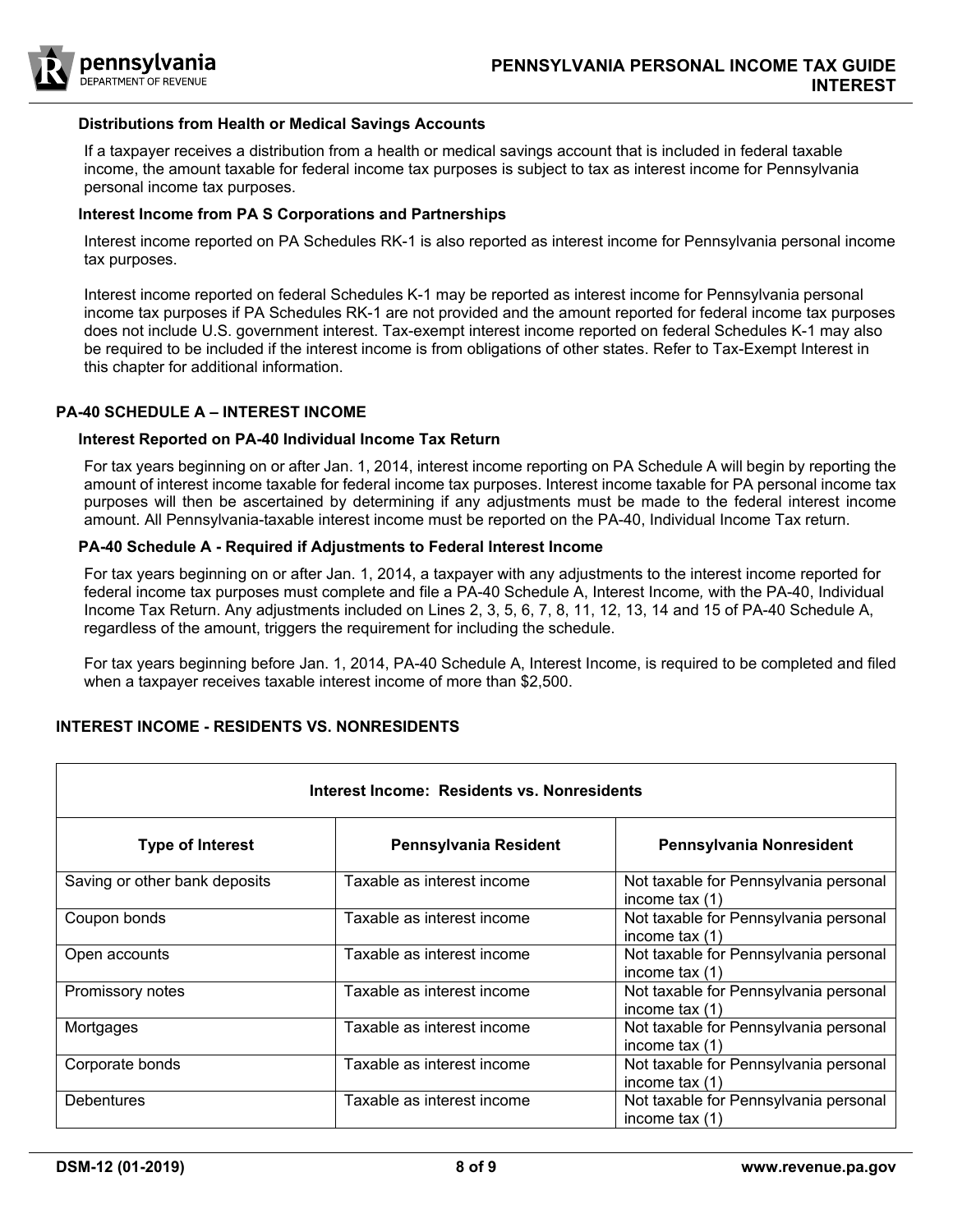### Distributions from Health or Medical Savings Accounts

If a taxpayer receives a distribution from a health or medical savings account that is included in federal taxable income, the amount taxable for federal income tax purposes is subject to tax as interest income for Pennsylvania personal income tax purposes.

### Interest Income from PA S Corporations and Partnerships

Interest income reported on PA Schedules RK-1 is also reported as interest income for Pennsylvania personal income tax purposes.

Interest income reported on federal Schedules K-1 may be reported as interest income for Pennsylvania personal income tax purposes if PA Schedules RK-1 are not provided and the amount reported for federal income tax purposes does not include U.S. government interest. Tax-exempt interest income reported on federal Schedules K-1 may also be required to be included if the interest income is from obligations of other states. Refer to Tax-Exempt Interest in this chapter for additional information.

## PA-40 SCHEDULE A – INTEREST INCOME

### Interest Reported on PA-40 Individual Income Tax Return

For tax years beginning on or after Jan. 1, 2014, interest income reporting on PA Schedule A will begin by reporting the amount of interest income taxable for federal income tax purposes. Interest income taxable for PA personal income tax purposes will then be ascertained by determining if any adjustments must be made to the federal interest income amount. All Pennsylvania-taxable interest income must be reported on the PA-40, Individual Income Tax return.

### PA-40 Schedule A - Required if Adjustments to Federal Interest Income

For tax years beginning on or after Jan. 1, 2014, a taxpayer with any adjustments to the interest income reported for federal income tax purposes must complete and file a PA-40 Schedule A, Interest Income, with the PA-40, Individual Income Tax Return. Any adjustments included on Lines 2, 3, 5, 6, 7, 8, 11, 12, 13, 14 and 15 of PA-40 Schedule A, regardless of the amount, triggers the requirement for including the schedule.

For tax years beginning before Jan. 1, 2014, PA-40 Schedule A, Interest Income, is required to be completed and filed when a taxpayer receives taxable interest income of more than $2,500.

## INTEREST INCOME - RESIDENTS VS. NONRESIDENTS

**Interest Income: Residents vs. Nonresidents**

| Type of Interest | Pennsylvania Resident | Pennsylvania Nonresident |
|---|---|---|
| Saving or other bank deposits | Taxable as interest income | Not taxable for Pennsylvania personal income tax (1) |
| Coupon bonds | Taxable as interest income | Not taxable for Pennsylvania personal income tax (1) |
| Open accounts | Taxable as interest income | Not taxable for Pennsylvania personal income tax (1) |
| Promissory notes | Taxable as interest income | Not taxable for Pennsylvania personal income tax (1) |
| Mortgages | Taxable as interest income | Not taxable for Pennsylvania personal income tax (1) |
| Corporate bonds | Taxable as interest income | Not taxable for Pennsylvania personal income tax (1) |
| Debentures | Taxable as interest income | Not taxable for Pennsylvania personal income tax (1) |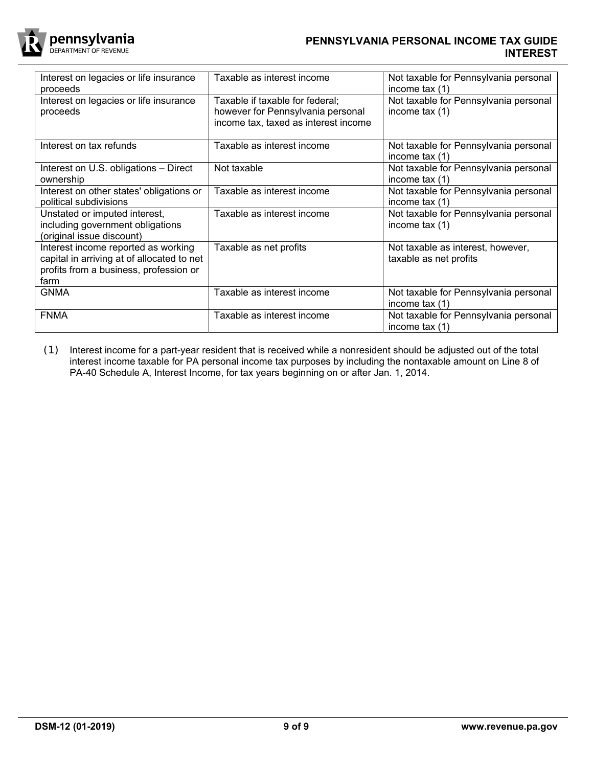| | | |
|---|---|---|
| Interest on legacies or life insurance proceeds | Taxable as interest income | Not taxable for Pennsylvania personal income tax (1) |
| Interest on legacies or life insurance proceeds | Taxable if taxable for federal; however for Pennsylvania personal income tax, taxed as interest income | Not taxable for Pennsylvania personal income tax (1) |
| Interest on tax refunds | Taxable as interest income | Not taxable for Pennsylvania personal income tax (1) |
| Interest on U.S. obligations – Direct ownership | Not taxable | Not taxable for Pennsylvania personal income tax (1) |
| Interest on other states' obligations or political subdivisions | Taxable as interest income | Not taxable for Pennsylvania personal income tax (1) |
| Unstated or imputed interest, including government obligations (original issue discount) | Taxable as interest income | Not taxable for Pennsylvania personal income tax (1) |
| Interest income reported as working capital in arriving at of allocated to net profits from a business, profession or farm | Taxable as net profits | Not taxable as interest, however, taxable as net profits |
| GNMA | Taxable as interest income | Not taxable for Pennsylvania personal income tax (1) |
| FNMA | Taxable as interest income | Not taxable for Pennsylvania personal income tax (1) |

(1) Interest income for a part-year resident that is received while a nonresident should be adjusted out of the total interest income taxable for PA personal income tax purposes by including the nontaxable amount on Line 8 of PA-40 Schedule A, Interest Income, for tax years beginning on or after Jan. 1, 2014.